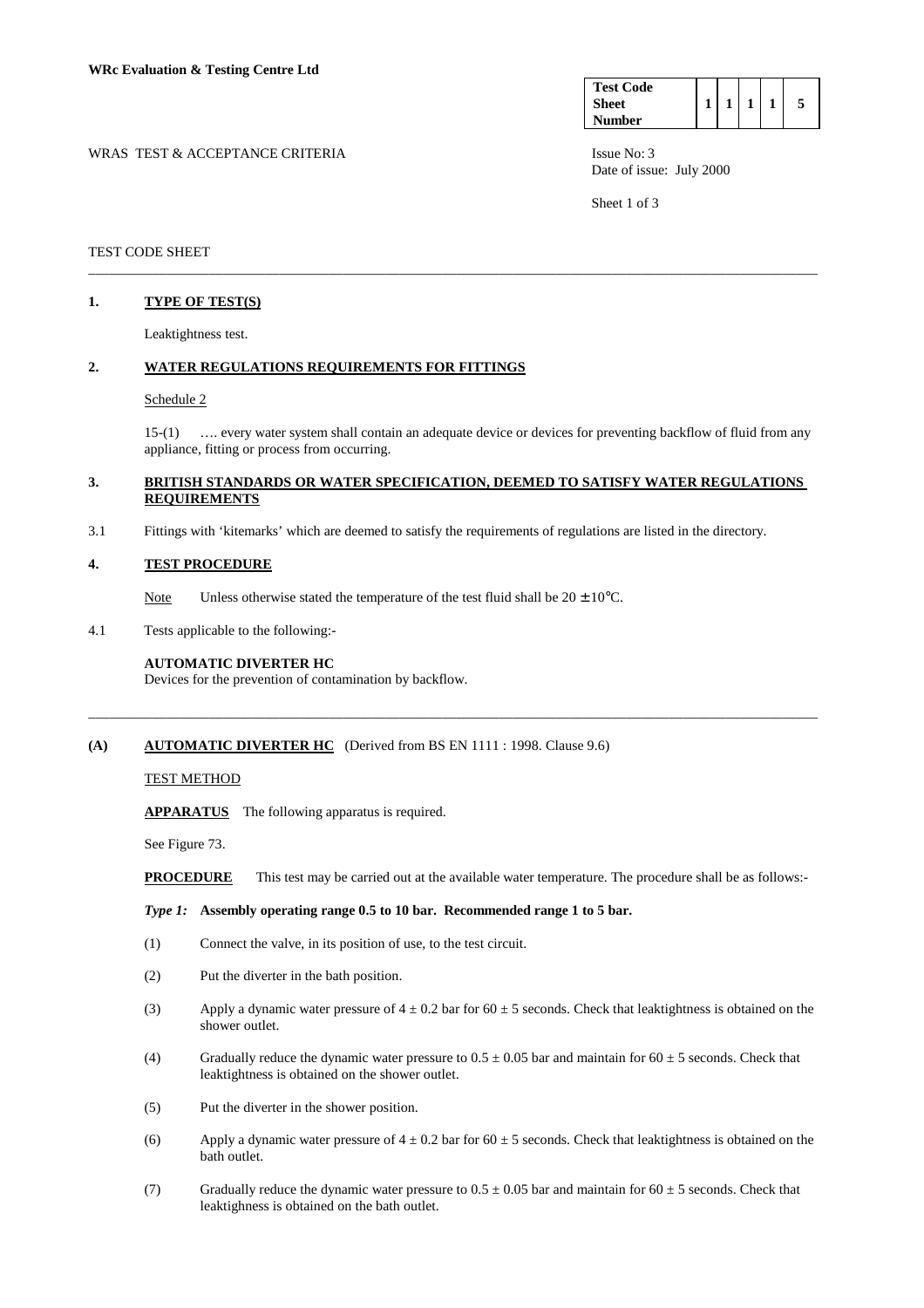**WRc Evaluation & Testing Centre Ltd**

| Test Code Sheet Number | 1 | 1 | 1 | 1 | 5 |
|---|---|---|---|---|---|

WRAS TEST & ACCEPTANCE CRITERIA

Issue No: 3
Date of issue: July 2000

TEST CODE SHEET

---

## 1. TYPE OF TEST(S)

Leaktightness test.

## 2. WATER REGULATIONS REQUIREMENTS FOR FITTINGS

Schedule 2

15-(1) …. every water system shall contain an adequate device or devices for preventing backflow of fluid from any appliance, fitting or process from occurring.

## 3. BRITISH STANDARDS OR WATER SPECIFICATION, DEEMED TO SATISFY WATER REGULATIONS REQUIREMENTS

3.1 Fittings with 'kitemarks' which are deemed to satisfy the requirements of regulations are listed in the directory.

## 4. TEST PROCEDURE

Note Unless otherwise stated the temperature of the test fluid shall be 20 ± 10°C.

4.1 Tests applicable to the following:-

**AUTOMATIC DIVERTER HC**
Devices for the prevention of contamination by backflow.

---

## (A) AUTOMATIC DIVERTER HC (Derived from BS EN 1111 : 1998. Clause 9.6)

TEST METHOD

**APPARATUS** The following apparatus is required.

See Figure 73.

**PROCEDURE** This test may be carried out at the available water temperature. The procedure shall be as follows:-

***Type 1:*** **Assembly operating range 0.5 to 10 bar. Recommended range 1 to 5 bar.**

(1) Connect the valve, in its position of use, to the test circuit.

(2) Put the diverter in the bath position.

(3) Apply a dynamic water pressure of 4 ± 0.2 bar for 60 ± 5 seconds. Check that leaktightness is obtained on the shower outlet.

(4) Gradually reduce the dynamic water pressure to 0.5 ± 0.05 bar and maintain for 60 ± 5 seconds. Check that leaktighness is obtained on the shower outlet.

(5) Put the diverter in the shower position.

(6) Apply a dynamic water pressure of 4 ± 0.2 bar for 60 ± 5 seconds. Check that leaktightness is obtained on the bath outlet.

(7) Gradually reduce the dynamic water pressure to 0.5 ± 0.05 bar and maintain for 60 ± 5 seconds. Check that leaktighness is obtained on the bath outlet.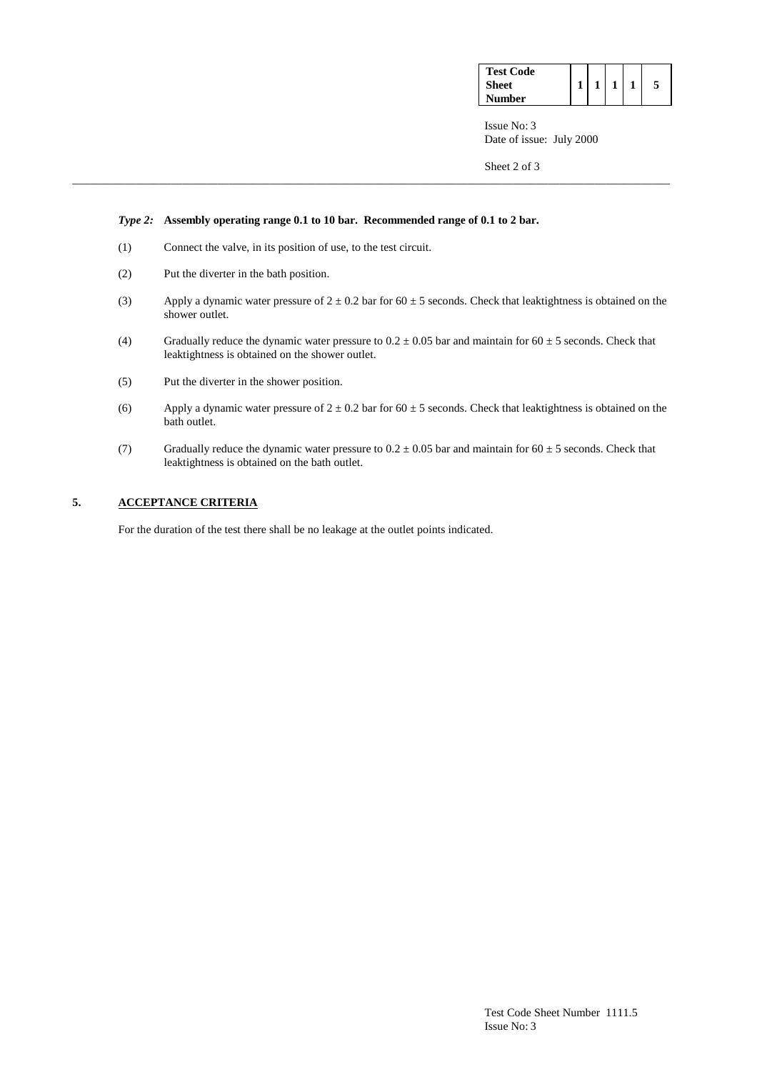***Type 2:*** **Assembly operating range 0.1 to 10 bar. Recommended range of 0.1 to 2 bar.**

(1) Connect the valve, in its position of use, to the test circuit.

(2) Put the diverter in the bath position.

(3) Apply a dynamic water pressure of $2 \pm 0.2$ bar for $60 \pm 5$ seconds. Check that leaktightness is obtained on the shower outlet.

(4) Gradually reduce the dynamic water pressure to $0.2 \pm 0.05$ bar and maintain for $60 \pm 5$ seconds. Check that leaktightness is obtained on the shower outlet.

(5) Put the diverter in the shower position.

(6) Apply a dynamic water pressure of $2 \pm 0.2$ bar for $60 \pm 5$ seconds. Check that leaktightness is obtained on the bath outlet.

(7) Gradually reduce the dynamic water pressure to $0.2 \pm 0.05$ bar and maintain for $60 \pm 5$ seconds. Check that leaktightness is obtained on the bath outlet.

## 5. ACCEPTANCE CRITERIA

For the duration of the test there shall be no leakage at the outlet points indicated.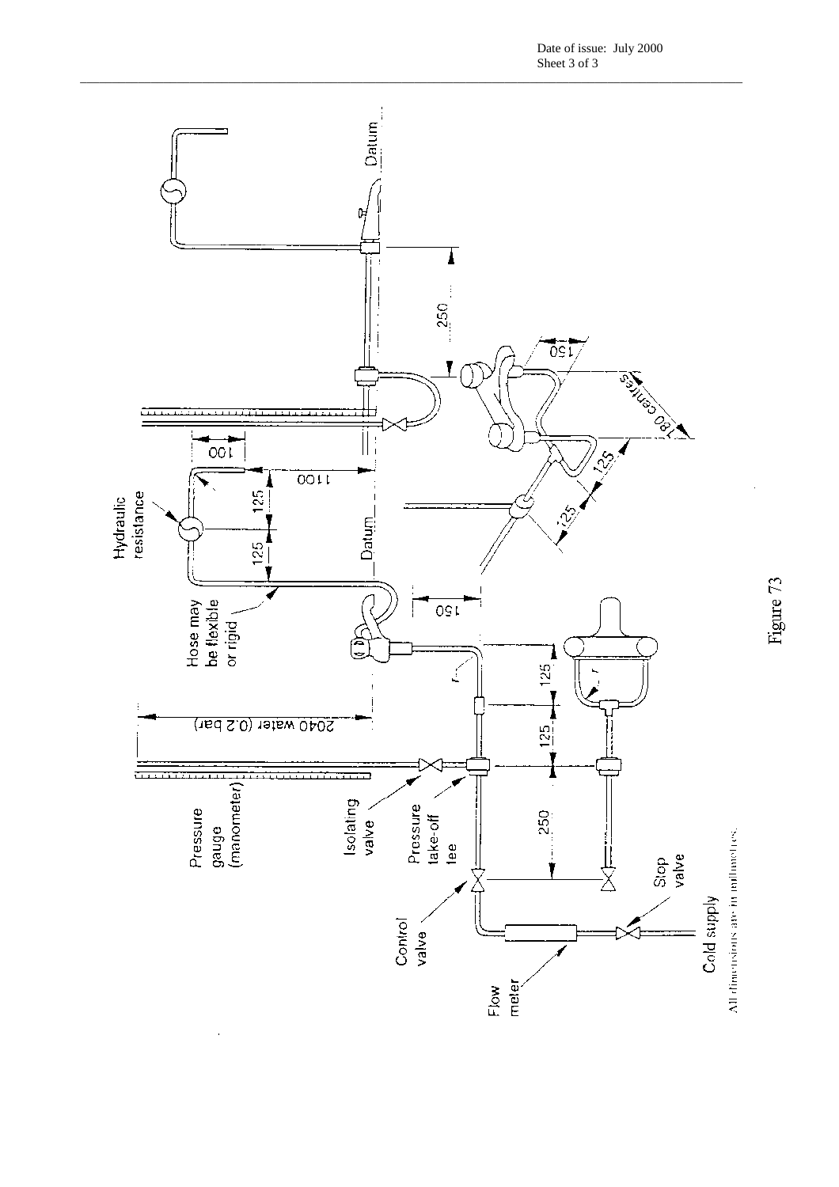Pressure gauge (manometer)

2040 water (0.2 bar)

Isolating valve

Pressure take-off tee

Hose may be flexible or rigid

Hydraulic resistance

125

125

Datum

1100

100

250

150

180 centres

125

125

150

250

125

125

Datum

Stop valve

Control valve

Flow meter

Cold supply

All dimensions are in millimetres.

Figure 73